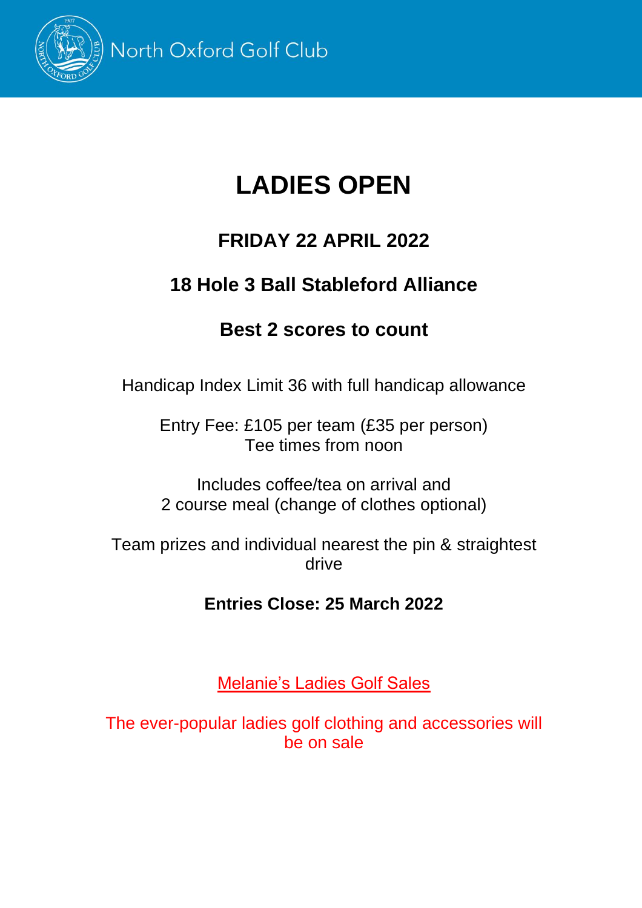North Oxford Golf Club

# LADIES OPEN

## FRIDAY 22 APRIL 2022

## 18 Hole 3 Ball Stableford Alliance

## Best 2 scores to count

Handicap Index Limit 36 with full handicap allowance

Entry Fee: £105 per team (£35 per person)
Tee times from noon

Includes coffee/tea on arrival and
2 course meal (change of clothes optional)

Team prizes and individual nearest the pin & straightest drive

**Entries Close: 25 March 2022**

Melanie's Ladies Golf Sales

The ever-popular ladies golf clothing and accessories will be on sale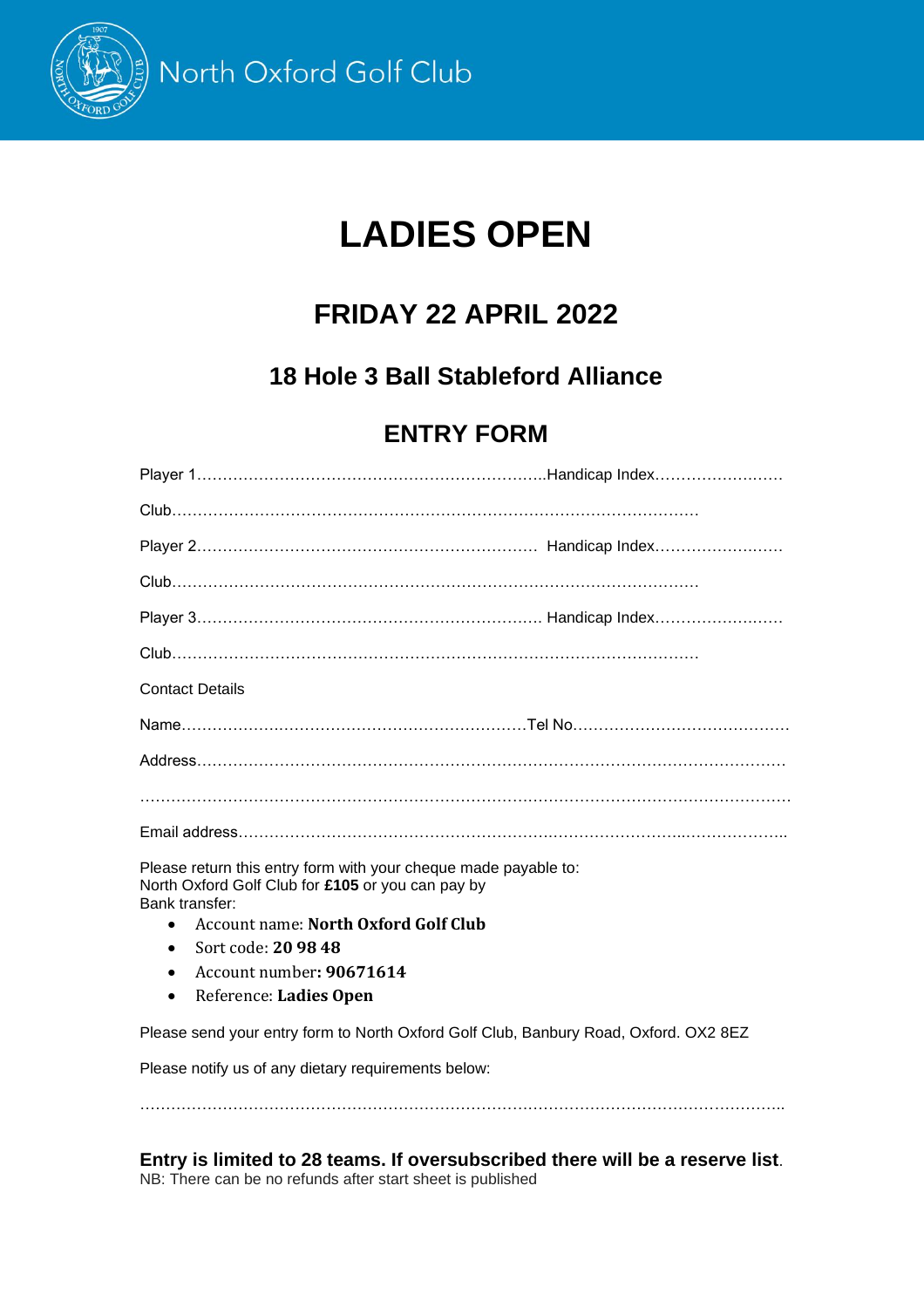North Oxford Golf Club

# LADIES OPEN

## FRIDAY 22 APRIL 2022

### 18 Hole 3 Ball Stableford Alliance

## ENTRY FORM

Player 1…………………………………………………………..Handicap Index……………………

Club…………………………………………………………………………………………

Player 2………………………………………………………… Handicap Index……………………

Club…………………………………………………………………………………………

Player 3………………………………………………………… Handicap Index……………………

Club…………………………………………………………………………………………

Contact Details

Name…………………………………………………………Tel No……………………………………

Address…………………………………………………………………………………………………

……………………………………………………………………………………………………………

Email address……………………………………………………………………………………..

Please return this entry form with your cheque made payable to:
North Oxford Golf Club for **£105** or you can pay by
Bank transfer:

- Account name: **North Oxford Golf Club**
- Sort code: **20 98 48**
- Account number**: 90671614**
- Reference: **Ladies Open**

Please send your entry form to North Oxford Golf Club, Banbury Road, Oxford. OX2 8EZ

Please notify us of any dietary requirements below:

……………………………………………………………………………………………………………..

**Entry is limited to 28 teams. If oversubscribed there will be a reserve list**.
NB: There can be no refunds after start sheet is published